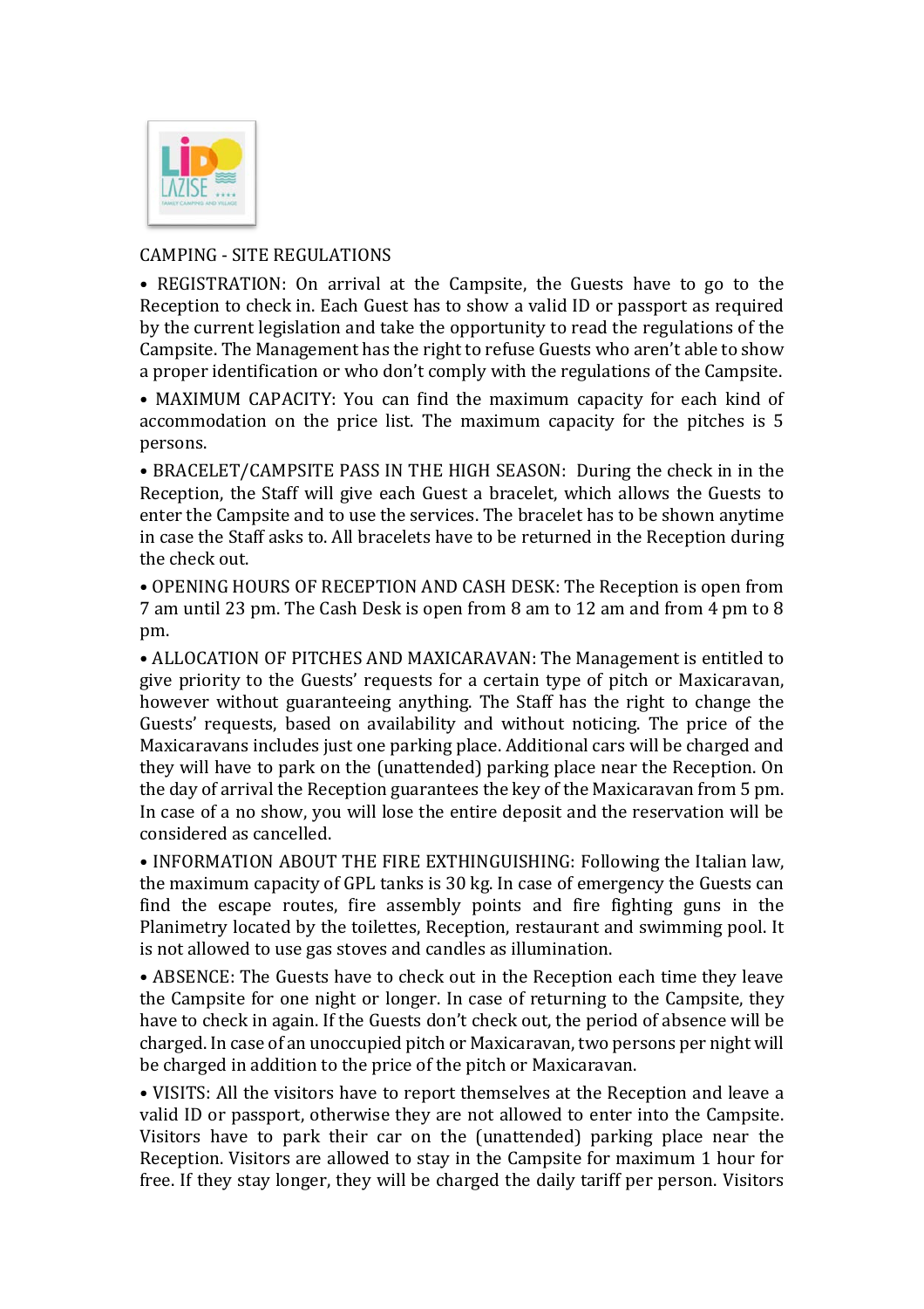# CAMPING - SITE REGULATIONS

• REGISTRATION: On arrival at the Campsite, the Guests have to go to the Reception to check in. Each Guest has to show a valid ID or passport as required by the current legislation and take the opportunity to read the regulations of the Campsite. The Management has the right to refuse Guests who aren't able to show a proper identification or who don't comply with the regulations of the Campsite.

• MAXIMUM CAPACITY: You can find the maximum capacity for each kind of accommodation on the price list. The maximum capacity for the pitches is 5 persons.

• BRACELET/CAMPSITE PASS IN THE HIGH SEASON: During the check in in the Reception, the Staff will give each Guest a bracelet, which allows the Guests to enter the Campsite and to use the services. The bracelet has to be shown anytime in case the Staff asks to. All bracelets have to be returned in the Reception during the check out.

• OPENING HOURS OF RECEPTION AND CASH DESK: The Reception is open from 7 am until 23 pm. The Cash Desk is open from 8 am to 12 am and from 4 pm to 8 pm.

• ALLOCATION OF PITCHES AND MAXICARAVAN: The Management is entitled to give priority to the Guests' requests for a certain type of pitch or Maxicaravan, however without guaranteeing anything. The Staff has the right to change the Guests' requests, based on availability and without noticing. The price of the Maxicaravans includes just one parking place. Additional cars will be charged and they will have to park on the (unattended) parking place near the Reception. On the day of arrival the Reception guarantees the key of the Maxicaravan from 5 pm. In case of a no show, you will lose the entire deposit and the reservation will be considered as cancelled.

• INFORMATION ABOUT THE FIRE EXTHINGUISHING: Following the Italian law, the maximum capacity of GPL tanks is 30 kg. In case of emergency the Guests can find the escape routes, fire assembly points and fire fighting guns in the Planimetry located by the toilettes, Reception, restaurant and swimming pool. It is not allowed to use gas stoves and candles as illumination.

• ABSENCE: The Guests have to check out in the Reception each time they leave the Campsite for one night or longer. In case of returning to the Campsite, they have to check in again. If the Guests don't check out, the period of absence will be charged. In case of an unoccupied pitch or Maxicaravan, two persons per night will be charged in addition to the price of the pitch or Maxicaravan.

• VISITS: All the visitors have to report themselves at the Reception and leave a valid ID or passport, otherwise they are not allowed to enter into the Campsite. Visitors have to park their car on the (unattended) parking place near the Reception. Visitors are allowed to stay in the Campsite for maximum 1 hour for free. If they stay longer, they will be charged the daily tariff per person. Visitors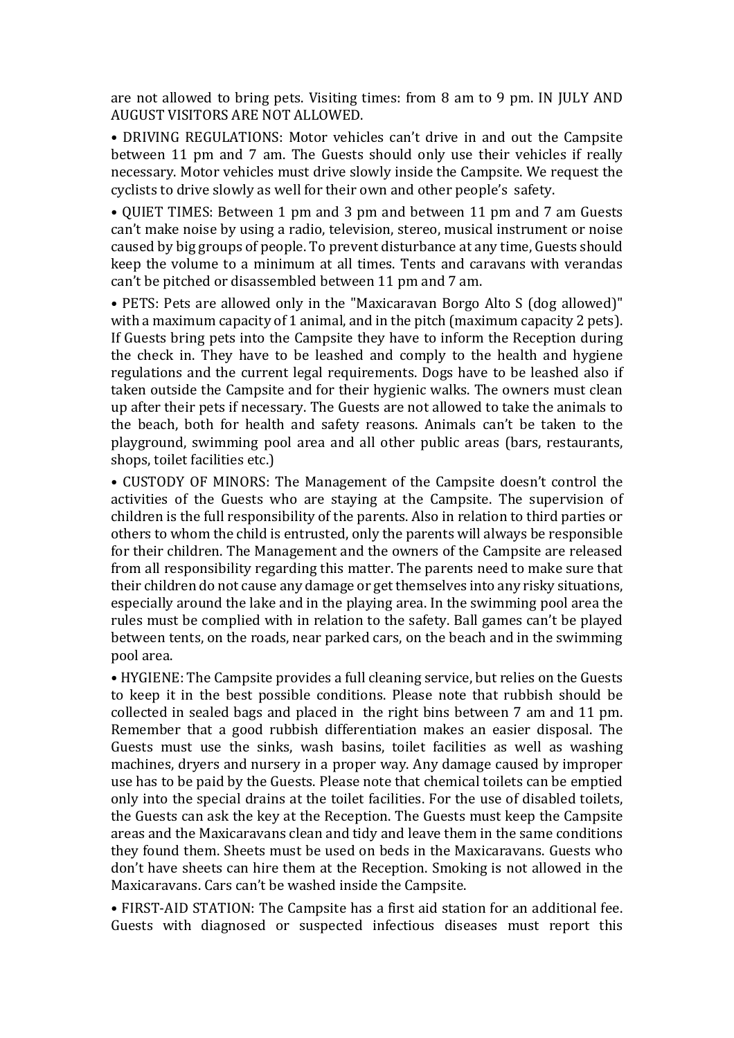are not allowed to bring pets. Visiting times: from 8 am to 9 pm. IN JULY AND AUGUST VISITORS ARE NOT ALLOWED.

• DRIVING REGULATIONS: Motor vehicles can't drive in and out the Campsite between 11 pm and 7 am. The Guests should only use their vehicles if really necessary. Motor vehicles must drive slowly inside the Campsite. We request the cyclists to drive slowly as well for their own and other people's safety.

• QUIET TIMES: Between 1 pm and 3 pm and between 11 pm and 7 am Guests can't make noise by using a radio, television, stereo, musical instrument or noise caused by big groups of people. To prevent disturbance at any time, Guests should keep the volume to a minimum at all times. Tents and caravans with verandas can't be pitched or disassembled between 11 pm and 7 am.

• PETS: Pets are allowed only in the "Maxicaravan Borgo Alto S (dog allowed)" with a maximum capacity of 1 animal, and in the pitch (maximum capacity 2 pets). If Guests bring pets into the Campsite they have to inform the Reception during the check in. They have to be leashed and comply to the health and hygiene regulations and the current legal requirements. Dogs have to be leashed also if taken outside the Campsite and for their hygienic walks. The owners must clean up after their pets if necessary. The Guests are not allowed to take the animals to the beach, both for health and safety reasons. Animals can't be taken to the playground, swimming pool area and all other public areas (bars, restaurants, shops, toilet facilities etc.)

• CUSTODY OF MINORS: The Management of the Campsite doesn't control the activities of the Guests who are staying at the Campsite. The supervision of children is the full responsibility of the parents. Also in relation to third parties or others to whom the child is entrusted, only the parents will always be responsible for their children. The Management and the owners of the Campsite are released from all responsibility regarding this matter. The parents need to make sure that their children do not cause any damage or get themselves into any risky situations, especially around the lake and in the playing area. In the swimming pool area the rules must be complied with in relation to the safety. Ball games can't be played between tents, on the roads, near parked cars, on the beach and in the swimming pool area.

• HYGIENE: The Campsite provides a full cleaning service, but relies on the Guests to keep it in the best possible conditions. Please note that rubbish should be collected in sealed bags and placed in the right bins between 7 am and 11 pm. Remember that a good rubbish differentiation makes an easier disposal. The Guests must use the sinks, wash basins, toilet facilities as well as washing machines, dryers and nursery in a proper way. Any damage caused by improper use has to be paid by the Guests. Please note that chemical toilets can be emptied only into the special drains at the toilet facilities. For the use of disabled toilets, the Guests can ask the key at the Reception. The Guests must keep the Campsite areas and the Maxicaravans clean and tidy and leave them in the same conditions they found them. Sheets must be used on beds in the Maxicaravans. Guests who don't have sheets can hire them at the Reception. Smoking is not allowed in the Maxicaravans. Cars can't be washed inside the Campsite.

• FIRST-AID STATION: The Campsite has a first aid station for an additional fee. Guests with diagnosed or suspected infectious diseases must report this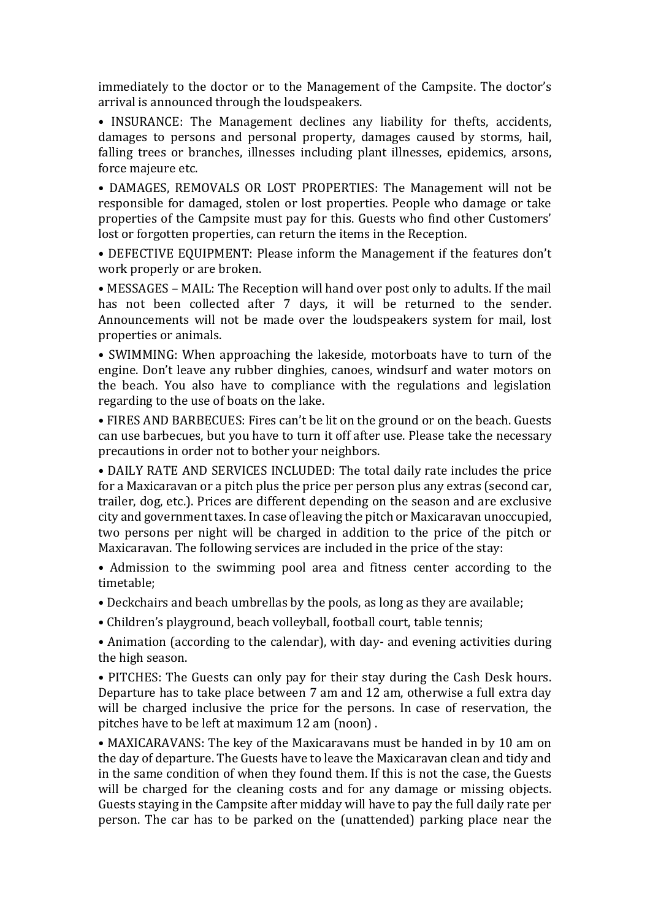immediately to the doctor or to the Management of the Campsite. The doctor's arrival is announced through the loudspeakers.

• INSURANCE: The Management declines any liability for thefts, accidents, damages to persons and personal property, damages caused by storms, hail, falling trees or branches, illnesses including plant illnesses, epidemics, arsons, force majeure etc.

• DAMAGES, REMOVALS OR LOST PROPERTIES: The Management will not be responsible for damaged, stolen or lost properties. People who damage or take properties of the Campsite must pay for this. Guests who find other Customers' lost or forgotten properties, can return the items in the Reception.

• DEFECTIVE EQUIPMENT: Please inform the Management if the features don't work properly or are broken.

• MESSAGES – MAIL: The Reception will hand over post only to adults. If the mail has not been collected after 7 days, it will be returned to the sender. Announcements will not be made over the loudspeakers system for mail, lost properties or animals.

• SWIMMING: When approaching the lakeside, motorboats have to turn of the engine. Don't leave any rubber dinghies, canoes, windsurf and water motors on the beach. You also have to compliance with the regulations and legislation regarding to the use of boats on the lake.

• FIRES AND BARBECUES: Fires can't be lit on the ground or on the beach. Guests can use barbecues, but you have to turn it off after use. Please take the necessary precautions in order not to bother your neighbors.

• DAILY RATE AND SERVICES INCLUDED: The total daily rate includes the price for a Maxicaravan or a pitch plus the price per person plus any extras (second car, trailer, dog, etc.). Prices are different depending on the season and are exclusive city and government taxes. In case of leaving the pitch or Maxicaravan unoccupied, two persons per night will be charged in addition to the price of the pitch or Maxicaravan. The following services are included in the price of the stay:

• Admission to the swimming pool area and fitness center according to the timetable;

• Deckchairs and beach umbrellas by the pools, as long as they are available;

• Children's playground, beach volleyball, football court, table tennis;

• Animation (according to the calendar), with day- and evening activities during the high season.

• PITCHES: The Guests can only pay for their stay during the Cash Desk hours. Departure has to take place between 7 am and 12 am, otherwise a full extra day will be charged inclusive the price for the persons. In case of reservation, the pitches have to be left at maximum 12 am (noon) .

• MAXICARAVANS: The key of the Maxicaravans must be handed in by 10 am on the day of departure. The Guests have to leave the Maxicaravan clean and tidy and in the same condition of when they found them. If this is not the case, the Guests will be charged for the cleaning costs and for any damage or missing objects. Guests staying in the Campsite after midday will have to pay the full daily rate per person. The car has to be parked on the (unattended) parking place near the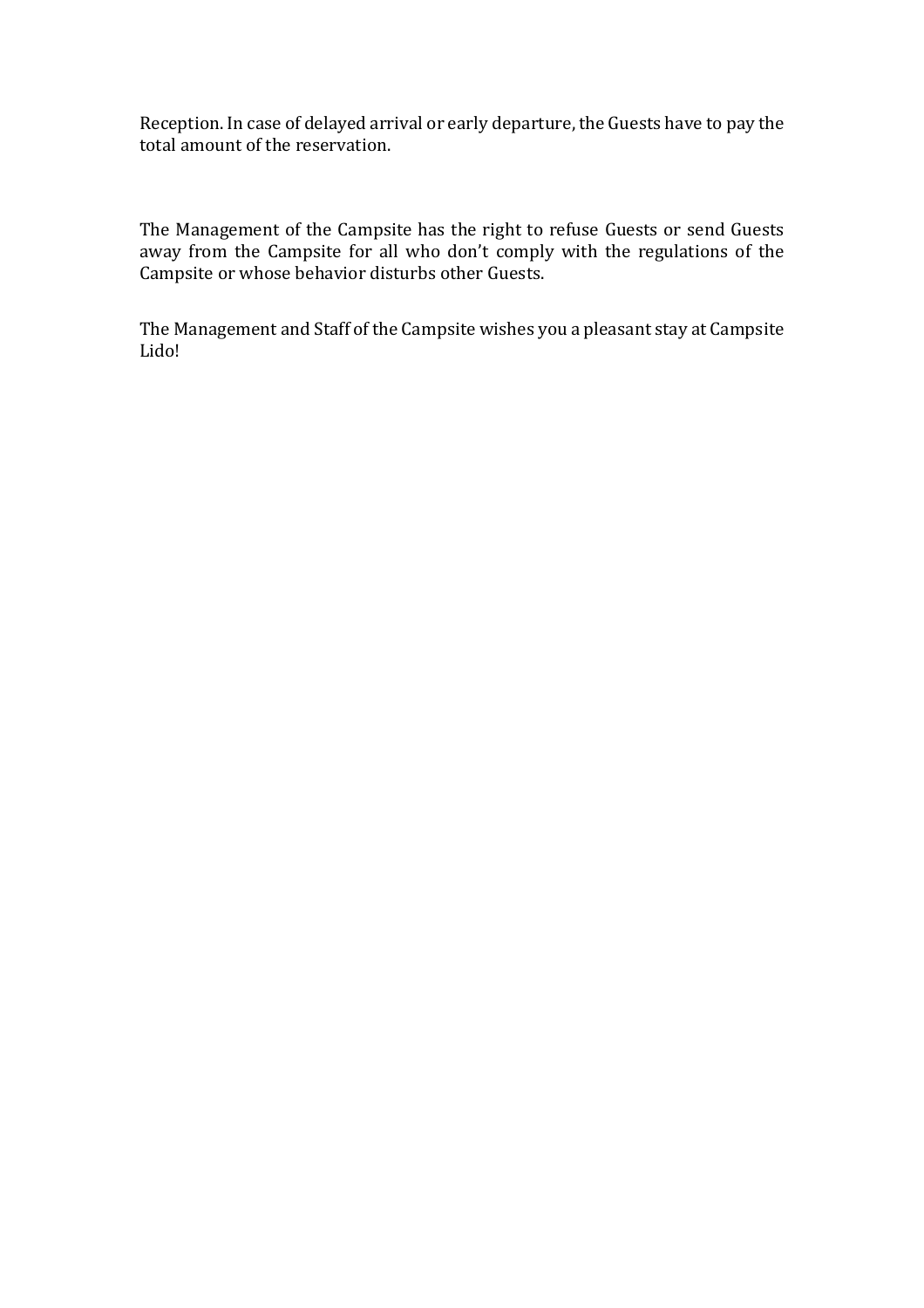Reception. In case of delayed arrival or early departure, the Guests have to pay the total amount of the reservation.

The Management of the Campsite has the right to refuse Guests or send Guests away from the Campsite for all who don't comply with the regulations of the Campsite or whose behavior disturbs other Guests.

The Management and Staff of the Campsite wishes you a pleasant stay at Campsite Lido!